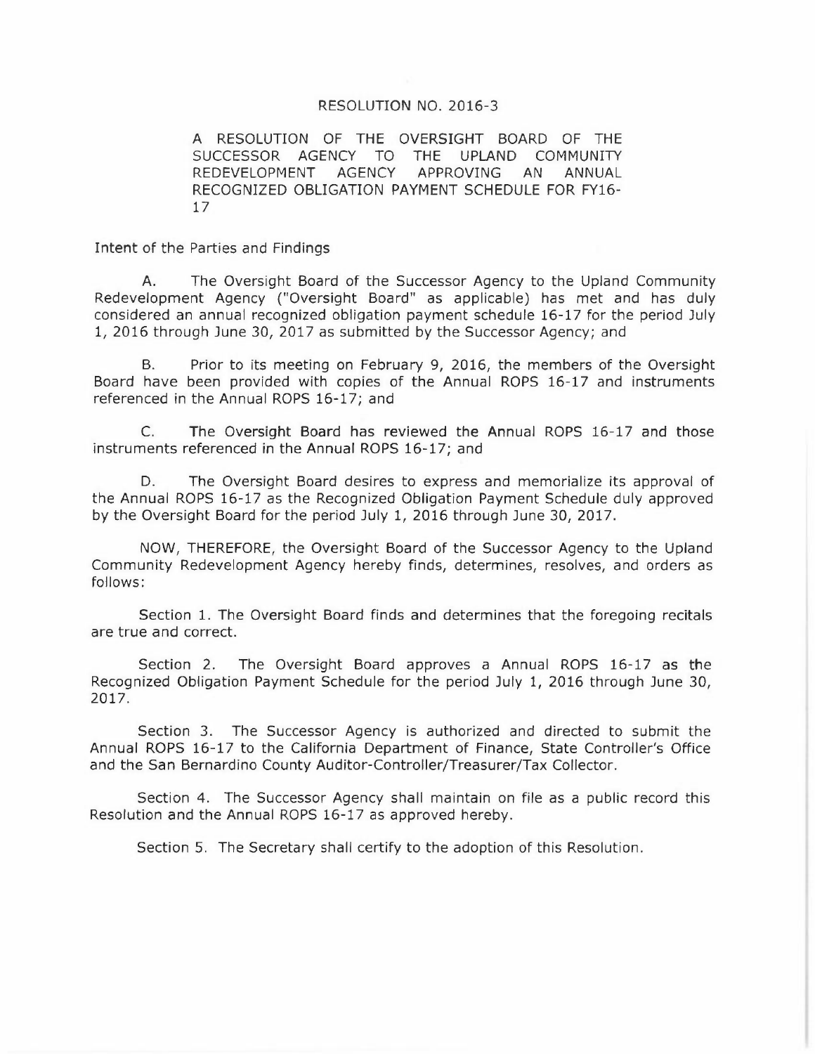# RESOLUTION NO. 2016-3

A RESOLUTION OF THE OVERSIGHT BOARD OF THE SUCCESSOR AGENCY TO THE UPLAND COMMUNITY REDEVELOPMENT AGENCY APPROVING AN ANNUAL RECOGNIZED OBLIGATION PAYMENT SCHEDULE FOR FY16-17

Intent of the Parties and Findings

A. The Oversight Board of the Successor Agency to the Upland Community Redevelopment Agency ("Oversight Board" as applicable) has met and has duly considered an annual recognized obligation payment schedule 16-17 for the period July 1, 2016 through June 30, 2017 as submitted by the Successor Agency; and

B. Prior to its meeting on February 9, 2016, the members of the Oversight Board have been provided with copies of the Annual ROPS 16-17 and instruments referenced in the Annual ROPS 16-17; and

C. The Oversight Board has reviewed the Annual ROPS 16-17 and those instruments referenced in the Annual ROPS 16-17; and

D. The Oversight Board desires to express and memorialize its approval of the Annual ROPS 16-17 as the Recognized Obligation Payment Schedule duly approved by the Oversight Board for the period July 1, 2016 through June 30, 2017.

NOW, THEREFORE, the Oversight Board of the Successor Agency to the Upland Community Redevelopment Agency hereby finds, determines, resolves, and orders as follows:

Section 1. The Oversight Board finds and determines that the foregoing recitals are true and correct.

Section 2. The Oversight Board approves a Annual ROPS 16-17 as the Recognized Obligation Payment Schedule for the period July 1, 2016 through June 30, 2017.

Section 3. The Successor Agency is authorized and directed to submit the Annual ROPS 16-17 to the California Department of Finance, State Controller's Office and the San Bernardino County Auditor-Controller/Treasurer/Tax Collector.

Section 4. The Successor Agency shall maintain on file as a public record this Resolution and the Annual ROPS 16-17 as approved hereby.

Section 5. The Secretary shall certify to the adoption of this Resolution.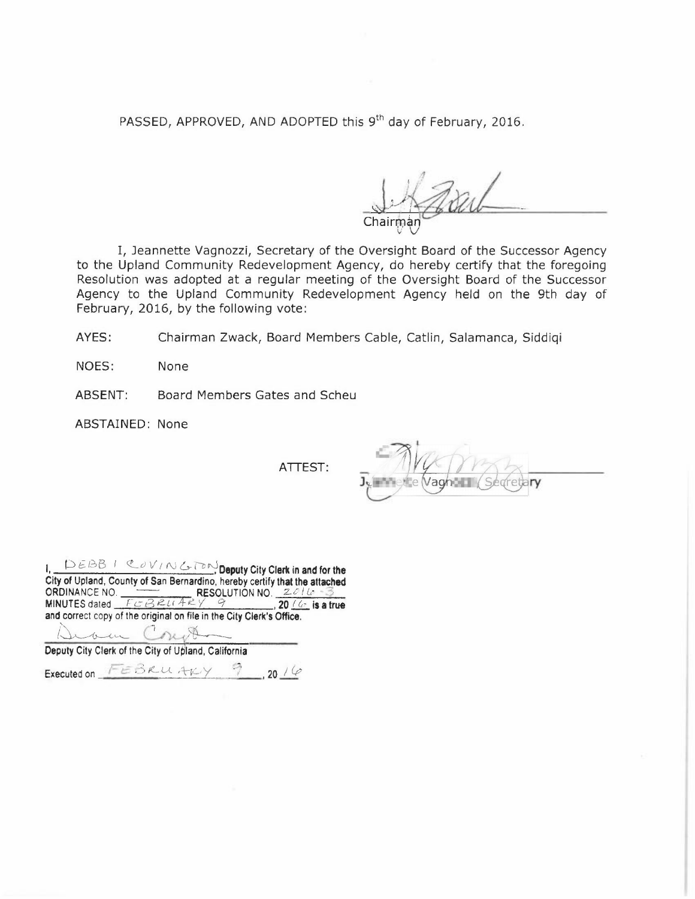PASSED, APPROVED, AND ADOPTED this 9th day of February, 2016.

Chairman

I, Jeannette Vagnozzi, Secretary of the Oversight Board of the Successor Agency to the Upland Community Redevelopment Agency, do hereby certify that the foregoing Resolution was adopted at a regular meeting of the Oversight Board of the Successor Agency to the Upland Community Redevelopment Agency held on the 9th day of February, 2016, by the following vote:

AYES: Chairman Zwack, Board Members Cable, Catlin, Salamanca, Siddiqi

NOES: None

ABSENT: Board Members Gates and Scheu

ABSTAINED: None

ATTEST:

Jeannette Vagnozzi, Secretary

I, DEBBI COVINGTON, **Deputy City Clerk in and for the City of Upland, County of San Bernardino, hereby certify that the attached ORDINANCE NO.** — **RESOLUTION NO.** 2016-3 **MINUTES dated** FEBRUARY 9, **20**16 **is a true and correct copy of the original on file in the City Clerk's Office.**

**Deputy City Clerk of the City of Upland, California**

Executed on FEBRUARY 9, 2016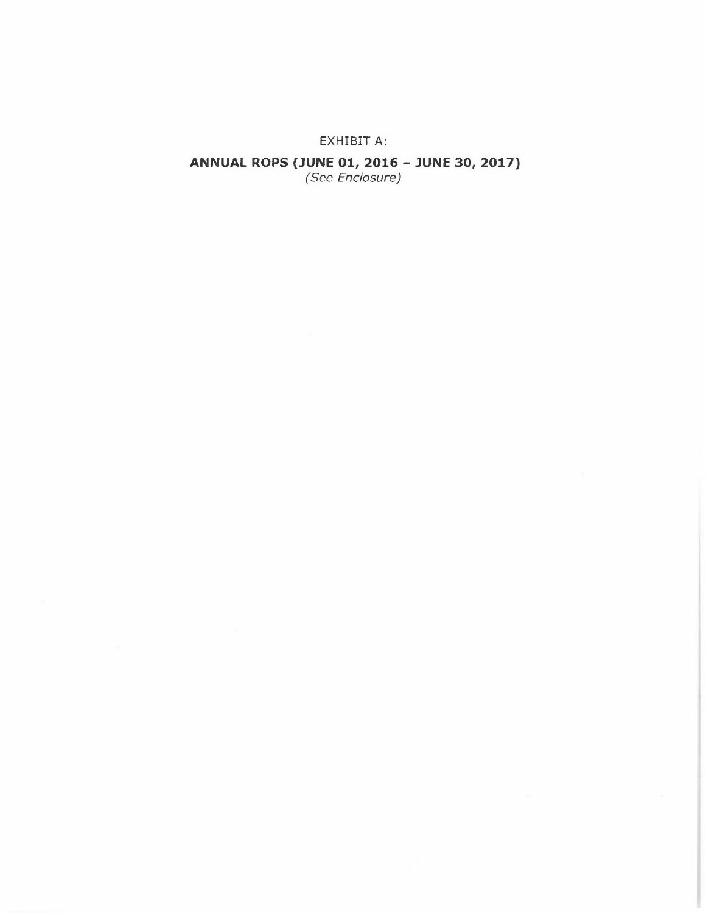EXHIBIT A:

**ANNUAL ROPS (JUNE 01, 2016 – JUNE 30, 2017)**

*(See Enclosure)*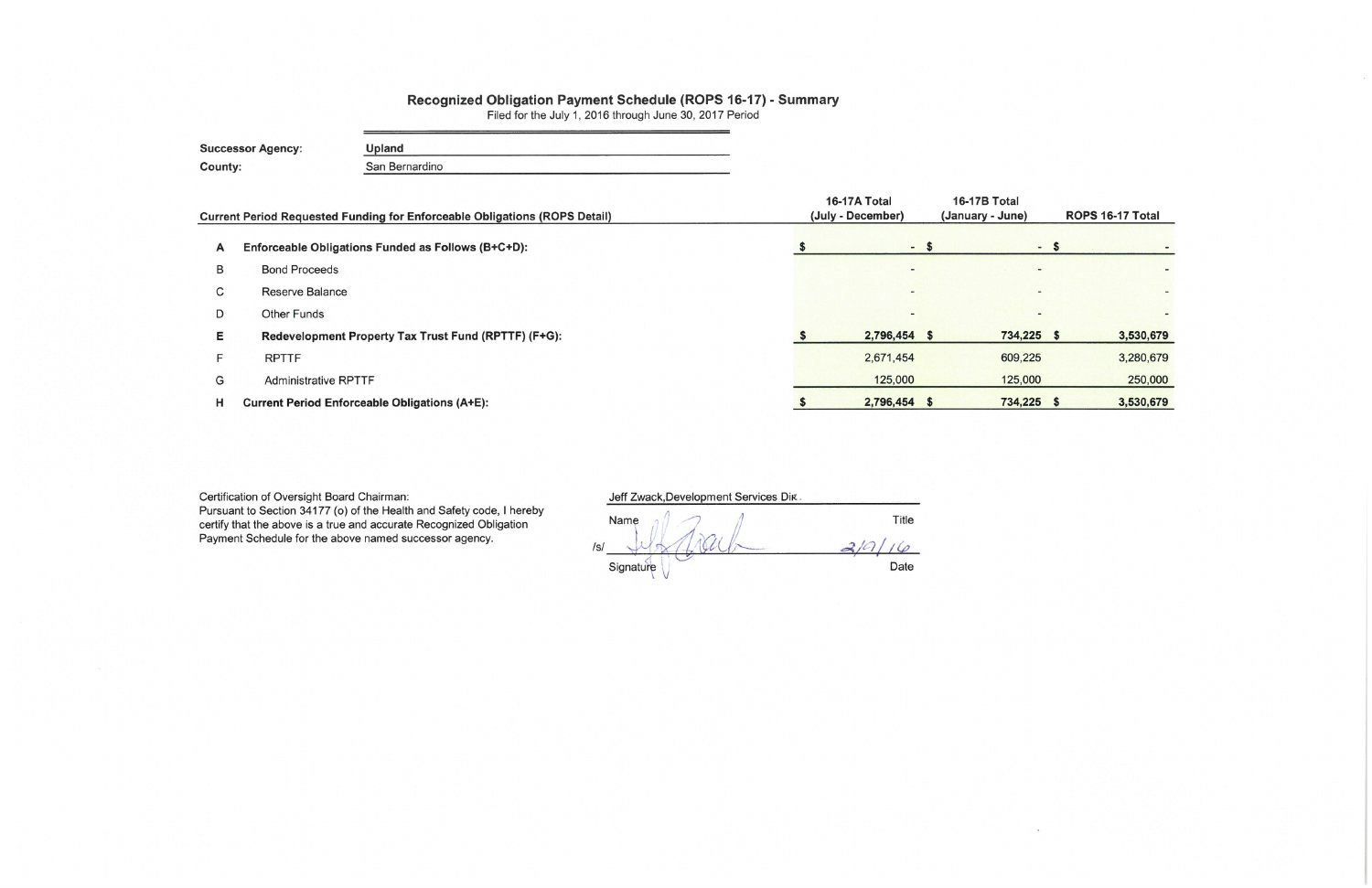## Recognized Obligation Payment Schedule (ROPS 16-17) - Summary

Filed for the July 1, 2016 through June 30, 2017 Period

**Successor Agency:** Upland

**County:** San Bernardino

| | Current Period Requested Funding for Enforceable Obligations (ROPS Detail) | 16-17A Total (July - December) | 16-17B Total (January - June) | ROPS 16-17 Total |
|---|---|---|---|---|
| **A** | **Enforceable Obligations Funded as Follows (B+C+D):** | $ - | $ - | $ - |
| B | Bond Proceeds | - | - | - |
| C | Reserve Balance | - | - | - |
| D | Other Funds | - | - | - |
| **E** | **Redevelopment Property Tax Trust Fund (RPTTF) (F+G):** | $ 2,796,454 | $ 734,225 | $ 3,530,679 |
| F | RPTTF | 2,671,454 | 609,225 | 3,280,679 |
| G | Administrative RPTTF | 125,000 | 125,000 | 250,000 |
| **H** | **Current Period Enforceable Obligations (A+E):** | $ 2,796,454 | $ 734,225 | $ 3,530,679 |

Certification of Oversight Board Chairman:
Pursuant to Section 34177 (o) of the Health and Safety code, I hereby certify that the above is a true and accurate Recognized Obligation Payment Schedule for the above named successor agency.

Jeff Zwack, Development Services Dir.

Name | Title

/s/ [Signature] | 2/1/16

Signature | Date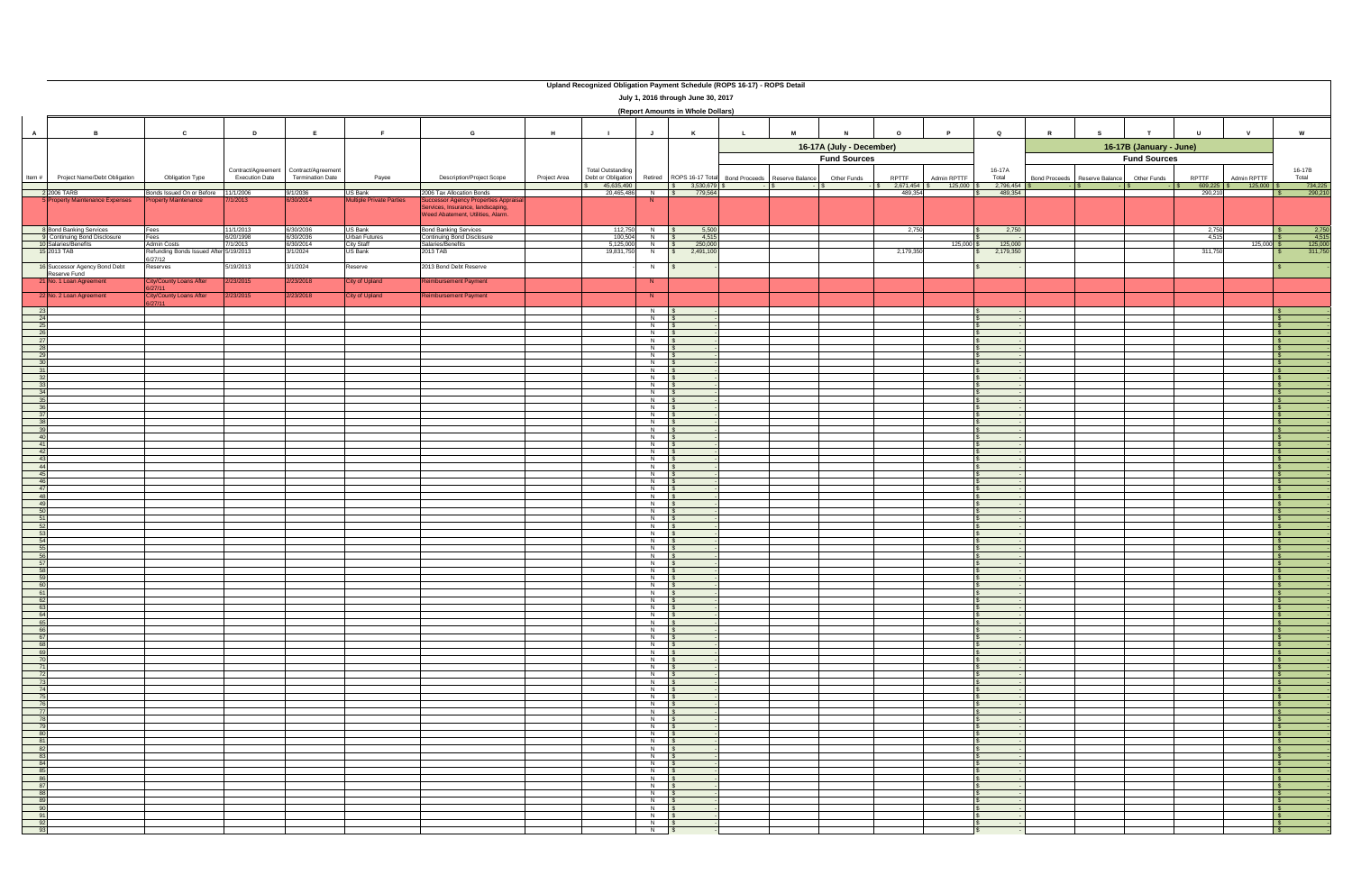# Upland Recognized Obligation Payment Schedule (ROPS 16-17) - ROPS Detail

## July 1, 2016 through June 30, 2017

### (Report Amounts in Whole Dollars)

| A | B | C | D | E | F | G | H | I | J | K | L | M | N | O | P | Q | R | S | T | U | V | W |
|---|---|---|---|---|---|---|---|---|---|---|---|---|---|---|---|---|---|---|---|---|---|---|
| | | | | | | | | | | | 16-17A (July - December) | | | | | | 16-17B (January - June) | | | | | |
| | | | | | | | | | | | Fund Sources | | | | | | Fund Sources | | | | | |
| Item # | Project Name/Debt Obligation | Obligation Type | Contract/Agreement Execution Date | Contract/Agreement Termination Date | Payee | Description/Project Scope | Project Area | Total Outstanding Debt or Obligation | Retired | ROPS 16-17 Total | Bond Proceeds | Reserve Balance | Other Funds | RPTTF | Admin RPTTF | 16-17A Total | Bond Proceeds | Reserve Balance | Other Funds | RPTTF | Admin RPTTF | 16-17B Total |
| | | | | | | | | $ 45,835,490 | | $ 3,530,679 | $ - | $ - | $ - | $ 2,671,454 | $ 125,000 | $ 2,796,454 | $ - | $ - | $ - | $ 609,225 | $ 125,000 | $ 734,225 |
| 2 | 2006 TARB | Bonds Issued On or Before 12/31/10 | 11/1/2006 | 9/1/2036 | US Bank | 2006 Tax Allocation Bonds | | 20,465,486 | N | $ 779,564 | | | | 489,354 | | $ 489,354 | | | | 290,210 | | $ 290,210 |
| 5 | Property Maintenance Expenses | Property Maintenance | 7/1/2013 | 6/30/2014 | Multiple Private Parties | Successor Agency Properties Appraisal Services, Insurance, landscaping, Weed Abatement, Utilities, Alarm. | | | N | | | | | | | | | | | | | |
| 8 | Bond Banking Services | Fees | 11/1/2013 | 6/30/2036 | US Bank | Bond Banking Services | | 112,750 | N | $ 5,500 | | | | 2,750 | | $ 2,750 | | | | 2,750 | | $ 2,750 |
| 9 | Continuing Bond Disclosure | Fees | 6/20/1998 | 6/30/2036 | Urban Futures | Continuing Bond Disclosure | | 100,504 | N | $ 4,515 | | | | | | $ - | | | | 4,515 | | $ 4,515 |
| 10 | Salaries/Benefits | Admin Costs | 7/1/2013 | 6/30/2014 | City Staff | Salaries/Benefits | | 5,125,000 | N | $ 250,000 | | | | | 125,000 | $ 125,000 | | | | | 125,000 | $ 125,000 |
| 15 | 2013 TAB | Refunding Bonds Issued After 6/27/12 | 5/19/2013 | 3/1/2024 | US Bank | 2013 TAB | | 19,831,750 | N | $ 2,491,100 | | | | 2,179,350 | | $ 2,179,350 | | | | 311,750 | | $ 311,750 |
| 16 | Successor Agency Bond Debt Reserve Fund | Reserves | 5/19/2013 | 3/1/2024 | Reserve | 2013 Bond Debt Reserve | | | N | $ - | | | | | | $ - | | | | | | $ - |
| 21 | No. 1 Loan Agreement | City/County Loans After 6/27/11 | 2/23/2015 | 2/23/2018 | City of Upland | Reimbursement Payment | | | N | | | | | | | | | | | | | |
| 22 | No. 2 Loan Agreement | City/County Loans After 6/27/11 | 2/23/2015 | 2/23/2018 | City of Upland | Reimbursement Payment | | | N | | | | | | | | | | | | | |
| 23 | | | | | | | | | N | $ - | | | | | | $ - | | | | | | $ - |
| 24 | | | | | | | | | N | $ - | | | | | | $ - | | | | | | $ - |
| 25 | | | | | | | | | N | $ - | | | | | | $ - | | | | | | $ - |
| 26 | | | | | | | | | N | $ - | | | | | | $ - | | | | | | $ - |
| 27 | | | | | | | | | N | $ - | | | | | | $ - | | | | | | $ - |
| 28 | | | | | | | | | N | $ - | | | | | | $ - | | | | | | $ - |
| 29 | | | | | | | | | N | $ - | | | | | | $ - | | | | | | $ - |
| 30 | | | | | | | | | N | $ - | | | | | | $ - | | | | | | $ - |
| 31 | | | | | | | | | N | $ - | | | | | | $ - | | | | | | $ - |
| 32 | | | | | | | | | N | $ - | | | | | | $ - | | | | | | $ - |
| 33 | | | | | | | | | N | $ - | | | | | | $ - | | | | | | $ - |
| 34 | | | | | | | | | N | $ - | | | | | | $ - | | | | | | $ - |
| 35 | | | | | | | | | N | $ - | | | | | | $ - | | | | | | $ - |
| 36 | | | | | | | | | N | $ - | | | | | | $ - | | | | | | $ - |
| 37 | | | | | | | | | N | $ - | | | | | | $ - | | | | | | $ - |
| 38 | | | | | | | | | N | $ - | | | | | | $ - | | | | | | $ - |
| 39 | | | | | | | | | N | $ - | | | | | | $ - | | | | | | $ - |
| 40 | | | | | | | | | N | $ - | | | | | | $ - | | | | | | $ - |
| 41 | | | | | | | | | N | $ - | | | | | | $ - | | | | | | $ - |
| 42 | | | | | | | | | N | $ - | | | | | | $ - | | | | | | $ - |
| 43 | | | | | | | | | N | $ - | | | | | | $ - | | | | | | $ - |
| 44 | | | | | | | | | N | $ - | | | | | | $ - | | | | | | $ - |
| 45 | | | | | | | | | N | $ - | | | | | | $ - | | | | | | $ - |
| 46 | | | | | | | | | N | $ - | | | | | | $ - | | | | | | $ - |
| 47 | | | | | | | | | N | $ - | | | | | | $ - | | | | | | $ - |
| 48 | | | | | | | | | N | $ - | | | | | | $ - | | | | | | $ - |
| 49 | | | | | | | | | N | $ - | | | | | | $ - | | | | | | $ - |
| 50 | | | | | | | | | N | $ - | | | | | | $ - | | | | | | $ - |
| 51 | | | | | | | | | N | $ - | | | | | | $ - | | | | | | $ - |
| 52 | | | | | | | | | N | $ - | | | | | | $ - | | | | | | $ - |
| 53 | | | | | | | | | N | $ - | | | | | | $ - | | | | | | $ - |
| 54 | | | | | | | | | N | $ - | | | | | | $ - | | | | | | $ - |
| 55 | | | | | | | | | N | $ - | | | | | | $ - | | | | | | $ - |
| 56 | | | | | | | | | N | $ - | | | | | | $ - | | | | | | $ - |
| 57 | | | | | | | | | N | $ - | | | | | | $ - | | | | | | $ - |
| 58 | | | | | | | | | N | $ - | | | | | | $ - | | | | | | $ - |
| 59 | | | | | | | | | N | $ - | | | | | | $ - | | | | | | $ - |
| 60 | | | | | | | | | N | $ - | | | | | | $ - | | | | | | $ - |
| 61 | | | | | | | | | N | $ - | | | | | | $ - | | | | | | $ - |
| 62 | | | | | | | | | N | $ - | | | | | | $ - | | | | | | $ - |
| 63 | | | | | | | | | N | $ - | | | | | | $ - | | | | | | $ - |
| 64 | | | | | | | | | N | $ - | | | | | | $ - | | | | | | $ - |
| 65 | | | | | | | | | N | $ - | | | | | | $ - | | | | | | $ - |
| 66 | | | | | | | | | N | $ - | | | | | | $ - | | | | | | $ - |
| 67 | | | | | | | | | N | $ - | | | | | | $ - | | | | | | $ - |
| 68 | | | | | | | | | N | $ - | | | | | | $ - | | | | | | $ - |
| 69 | | | | | | | | | N | $ - | | | | | | $ - | | | | | | $ - |
| 70 | | | | | | | | | N | $ - | | | | | | $ - | | | | | | $ - |
| 71 | | | | | | | | | N | $ - | | | | | | $ - | | | | | | $ - |
| 72 | | | | | | | | | N | $ - | | | | | | $ - | | | | | | $ - |
| 73 | | | | | | | | | N | $ - | | | | | | $ - | | | | | | $ - |
| 74 | | | | | | | | | N | $ - | | | | | | $ - | | | | | | $ - |
| 75 | | | | | | | | | N | $ - | | | | | | $ - | | | | | | $ - |
| 76 | | | | | | | | | N | $ - | | | | | | $ - | | | | | | $ - |
| 77 | | | | | | | | | N | $ - | | | | | | $ - | | | | | | $ - |
| 78 | | | | | | | | | N | $ - | | | | | | $ - | | | | | | $ - |
| 79 | | | | | | | | | N | $ - | | | | | | $ - | | | | | | $ - |
| 80 | | | | | | | | | N | $ - | | | | | | $ - | | | | | | $ - |
| 81 | | | | | | | | | N | $ - | | | | | | $ - | | | | | | $ - |
| 82 | | | | | | | | | N | $ - | | | | | | $ - | | | | | | $ - |
| 83 | | | | | | | | | N | $ - | | | | | | $ - | | | | | | $ - |
| 84 | | | | | | | | | N | $ - | | | | | | $ - | | | | | | $ - |
| 85 | | | | | | | | | N | $ - | | | | | | $ - | | | | | | $ - |
| 86 | | | | | | | | | N | $ - | | | | | | $ - | | | | | | $ - |
| 87 | | | | | | | | | N | $ - | | | | | | $ - | | | | | | $ - |
| 88 | | | | | | | | | N | $ - | | | | | | $ - | | | | | | $ - |
| 89 | | | | | | | | | N | $ - | | | | | | $ - | | | | | | $ - |
| 90 | | | | | | | | | N | $ - | | | | | | $ - | | | | | | $ - |
| 91 | | | | | | | | | N | $ - | | | | | | $ - | | | | | | $ - |
| 92 | | | | | | | | | N | $ - | | | | | | $ - | | | | | | $ - |
| 93 | | | | | | | | | N | $ - | | | | | | $ - | | | | | | $ - |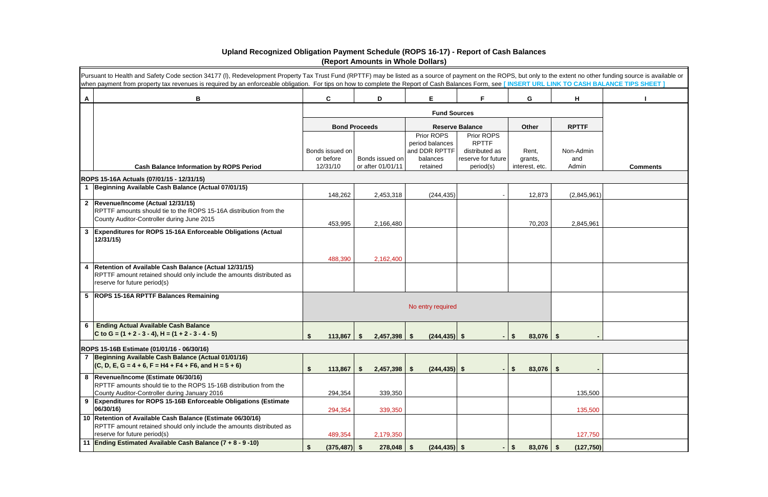# Upland Recognized Obligation Payment Schedule (ROPS 16-17) - Report of Cash Balances
## (Report Amounts in Whole Dollars)

Pursuant to Health and Safety Code section 34177 (l), Redevelopment Property Tax Trust Fund (RPTTF) may be listed as a source of payment on the ROPS, but only to the extent no other funding source is available or when payment from property tax revenues is required by an enforceable obligation. For tips on how to complete the Report of Cash Balances Form, see [ INSERT URL LINK TO CASH BALANCE TIPS SHEET ]

| A | B | C | D | E | F | G | H | I |
|---|---|---|---|---|---|---|---|---|
| | | Fund Sources | | | | | | |
| | | Bond Proceeds | | Reserve Balance | | Other | RPTTF | |
| | Cash Balance Information by ROPS Period | Bonds issued on or before 12/31/10 | Bonds issued on or after 01/01/11 | Prior ROPS period balances and DDR RPTTF balances retained | Prior ROPS RPTTF distributed as reserve for future period(s) | Rent, grants, interest, etc. | Non-Admin and Admin | Comments |
| | **ROPS 15-16A Actuals (07/01/15 - 12/31/15)** | | | | | | | |
| 1 | **Beginning Available Cash Balance (Actual 07/01/15)** | 148,262 | 2,453,318 | (244,435) | - | 12,873 | (2,845,961) | |
| 2 | **Revenue/Income (Actual 12/31/15)** RPTTF amounts should tie to the ROPS 15-16A distribution from the County Auditor-Controller during June 2015 | 453,995 | 2,166,480 | | | 70,203 | 2,845,961 | |
| 3 | **Expenditures for ROPS 15-16A Enforceable Obligations (Actual 12/31/15)** | 488,390 | 2,162,400 | | | | | |
| 4 | **Retention of Available Cash Balance (Actual 12/31/15)** RPTTF amount retained should only include the amounts distributed as reserve for future period(s) | | | | | | | |
| 5 | **ROPS 15-16A RPTTF Balances Remaining** | No entry required | | | | | | |
| 6 | **Ending Actual Available Cash Balance** C to G = (1 + 2 - 3 - 4), H = (1 + 2 - 3 - 4 - 5) | $ 113,867 | $ 2,457,398 | $ (244,435) | $ - | $ 83,076 | $ - | |
| | **ROPS 15-16B Estimate (01/01/16 - 06/30/16)** | | | | | | | |
| 7 | **Beginning Available Cash Balance (Actual 01/01/16)** (C, D, E, G = 4 + 6, F = H4 + F4 + F6, and H = 5 + 6) | $ 113,867 | $ 2,457,398 | $ (244,435) | $ - | $ 83,076 | $ - | |
| 8 | **Revenue/Income (Estimate 06/30/16)** RPTTF amounts should tie to the ROPS 15-16B distribution from the County Auditor-Controller during January 2016 | 294,354 | 339,350 | | | | 135,500 | |
| 9 | **Expenditures for ROPS 15-16B Enforceable Obligations (Estimate 06/30/16)** | 294,354 | 339,350 | | | | 135,500 | |
| 10 | **Retention of Available Cash Balance (Estimate 06/30/16)** RPTTF amount retained should only include the amounts distributed as reserve for future period(s) | 489,354 | 2,179,350 | | | | 127,750 | |
| 11 | **Ending Estimated Available Cash Balance (7 + 8 - 9 -10)** | $ (375,487) | $ 278,048 | $ (244,435) | $ - | $ 83,076 | $ (127,750) | |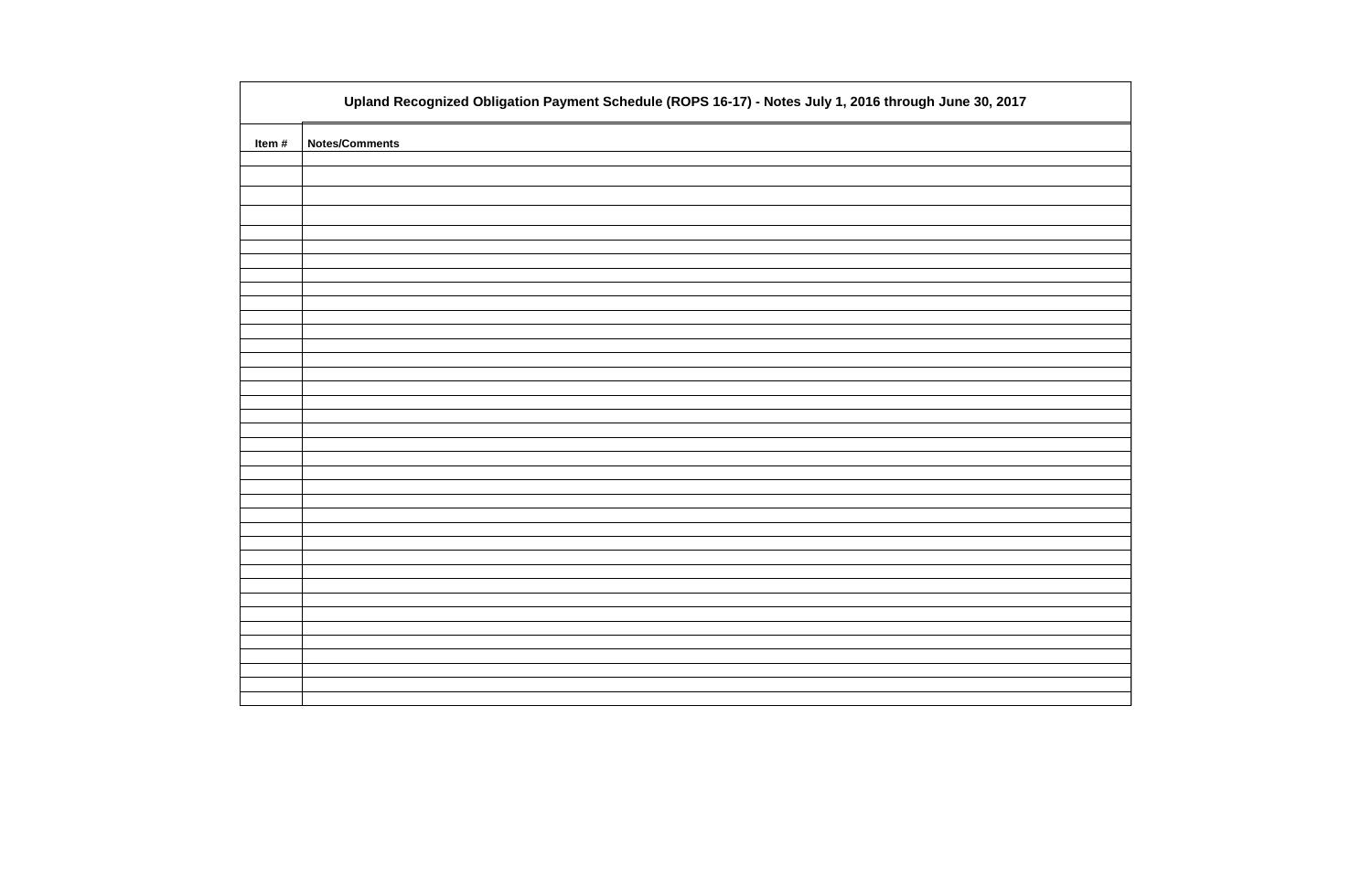## Upland Recognized Obligation Payment Schedule (ROPS 16-17) - Notes July 1, 2016 through June 30, 2017

| Item # | Notes/Comments |
|---|---|
| | |